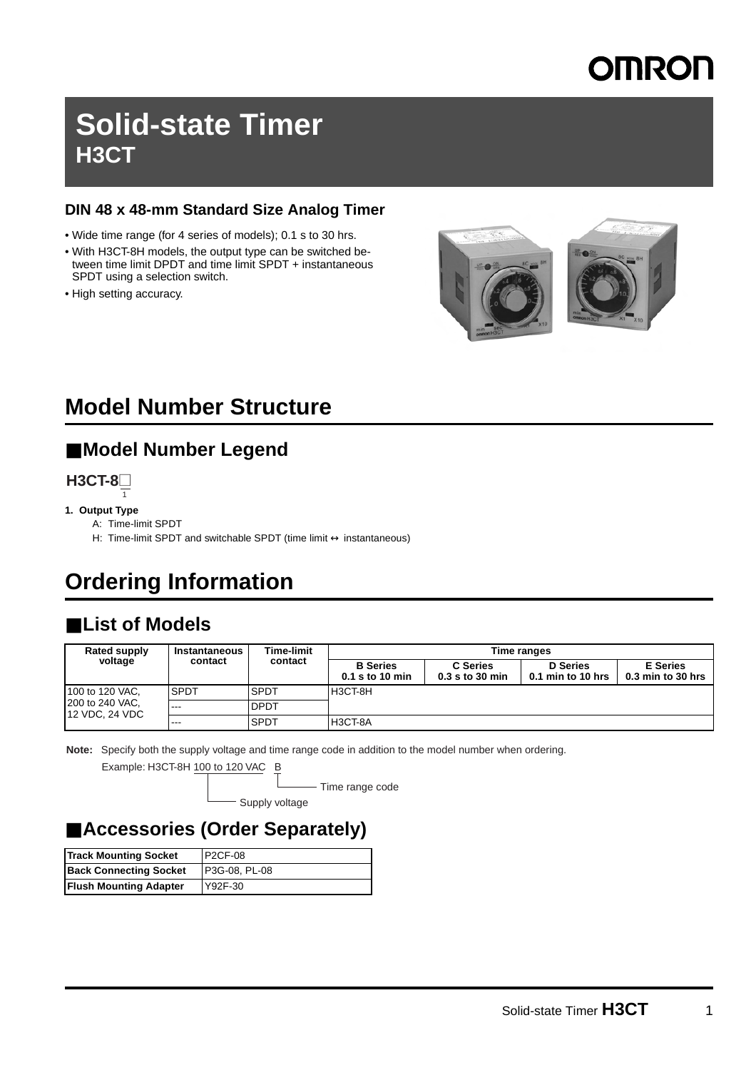OMRON

# Solid-state Timer
## H3CT

### DIN 48 x 48-mm Standard Size Analog Timer

- Wide time range (for 4 series of models); 0.1 s to 30 hrs.
- With H3CT-8H models, the output type can be switched between time limit DPDT and time limit SPDT + instantaneous SPDT using a selection switch.
- High setting accuracy.

# Model Number Structure

## ■Model Number Legend

**H3CT-8□**
1

**1. Output Type**

A: Time-limit SPDT

H: Time-limit SPDT and switchable SPDT (time limit ↔ instantaneous)

# Ordering Information

## ■List of Models

| Rated supply voltage | Instantaneous contact | Time-limit contact | Time ranges | | | |
|---|---|---|---|---|---|---|
| | | | **B Series** 0.1 s to 10 min | **C Series** 0.3 s to 30 min | **D Series** 0.1 min to 10 hrs | **E Series** 0.3 min to 30 hrs |
| 100 to 120 VAC, 200 to 240 VAC, 12 VDC, 24 VDC | SPDT | SPDT | H3CT-8H | | | |
| | --- | DPDT | | | | |
| | --- | SPDT | H3CT-8A | | | |

**Note:** Specify both the supply voltage and time range code in addition to the model number when ordering.

Example: H3CT-8H 100 to 120 VAC B

- B: Time range code
- 100 to 120 VAC: Supply voltage

## ■Accessories (Order Separately)

| | |
|---|---|
| **Track Mounting Socket** | P2CF-08 |
| **Back Connecting Socket** | P3G-08, PL-08 |
| **Flush Mounting Adapter** | Y92F-30 |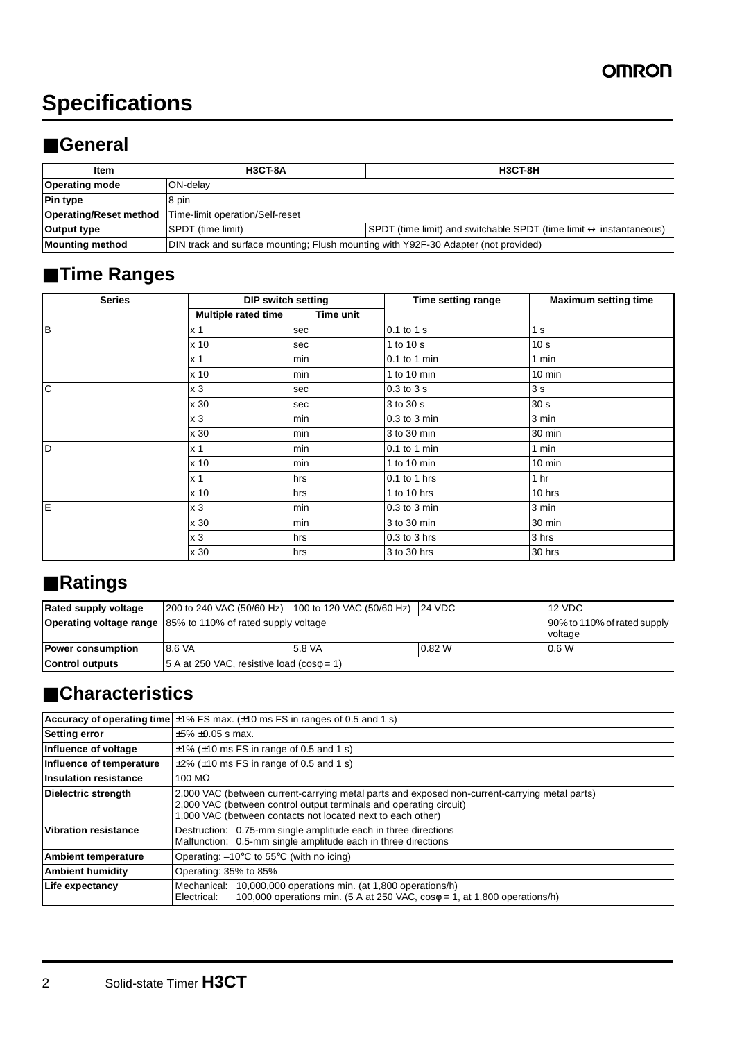# Specifications

## ■General

| Item | H3CT-8A | H3CT-8H |
|---|---|---|
| **Operating mode** | ON-delay | |
| **Pin type** | 8 pin | |
| **Operating/Reset method** | Time-limit operation/Self-reset | |
| **Output type** | SPDT (time limit) | SPDT (time limit) and switchable SPDT (time limit ↔ instantaneous) |
| **Mounting method** | DIN track and surface mounting; Flush mounting with Y92F-30 Adapter (not provided) | |

## ■Time Ranges

| Series | DIP switch setting | | Time setting range | Maximum setting time |
|---|---|---|---|---|
| | Multiple rated time | Time unit | | |
| B | x 1 | sec | 0.1 to 1 s | 1 s |
| | x 10 | sec | 1 to 10 s | 10 s |
| | x 1 | min | 0.1 to 1 min | 1 min |
| | x 10 | min | 1 to 10 min | 10 min |
| C | x 3 | sec | 0.3 to 3 s | 3 s |
| | x 30 | sec | 3 to 30 s | 30 s |
| | x 3 | min | 0.3 to 3 min | 3 min |
| | x 30 | min | 3 to 30 min | 30 min |
| D | x 1 | min | 0.1 to 1 min | 1 min |
| | x 10 | min | 1 to 10 min | 10 min |
| | x 1 | hrs | 0.1 to 1 hrs | 1 hr |
| | x 10 | hrs | 1 to 10 hrs | 10 hrs |
| E | x 3 | min | 0.3 to 3 min | 3 min |
| | x 30 | min | 3 to 30 min | 30 min |
| | x 3 | hrs | 0.3 to 3 hrs | 3 hrs |
| | x 30 | hrs | 3 to 30 hrs | 30 hrs |

## ■Ratings

| **Rated supply voltage** | 200 to 240 VAC (50/60 Hz) | 100 to 120 VAC (50/60 Hz) | 24 VDC | 12 VDC |
|---|---|---|---|---|
| **Operating voltage range** | 85% to 110% of rated supply voltage | | | 90% to 110% of rated supply voltage |
| **Power consumption** | 8.6 VA | 5.8 VA | 0.82 W | 0.6 W |
| **Control outputs** | 5 A at 250 VAC, resistive load (cosφ = 1) | | | |

## ■Characteristics

| | |
|---|---|
| **Accuracy of operating time** | ±1% FS max. (±10 ms FS in ranges of 0.5 and 1 s) |
| **Setting error** | ±5% ±0.05 s max. |
| **Influence of voltage** | ±1% (±10 ms FS in range of 0.5 and 1 s) |
| **Influence of temperature** | ±2% (±10 ms FS in range of 0.5 and 1 s) |
| **Insulation resistance** | 100 MΩ |
| **Dielectric strength** | 2,000 VAC (between current-carrying metal parts and exposed non-current-carrying metal parts)<br>2,000 VAC (between control output terminals and operating circuit)<br>1,000 VAC (between contacts not located next to each other) |
| **Vibration resistance** | Destruction: 0.75-mm single amplitude each in three directions<br>Malfunction: 0.5-mm single amplitude each in three directions |
| **Ambient temperature** | Operating: –10°C to 55°C (with no icing) |
| **Ambient humidity** | Operating: 35% to 85% |
| **Life expectancy** | Mechanical: 10,000,000 operations min. (at 1,800 operations/h)<br>Electrical: 100,000 operations min. (5 A at 250 VAC, cosφ = 1, at 1,800 operations/h) |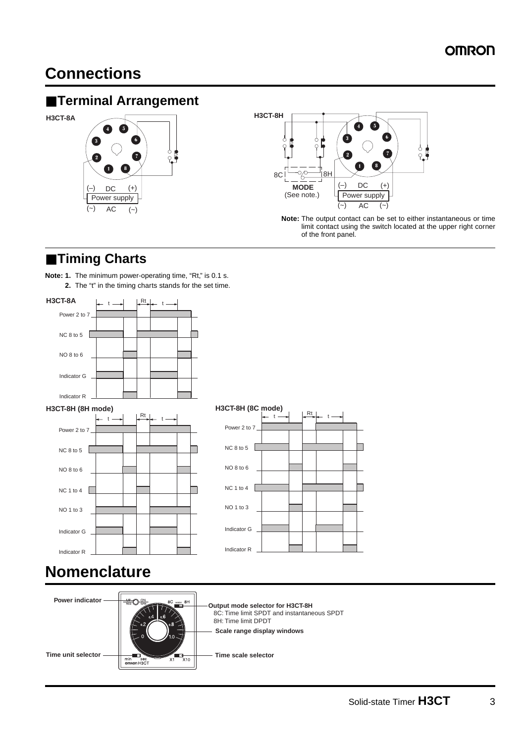# Connections

## ■Terminal Arrangement

**H3CT-8A**

(–) DC (+)
Power supply
(~) AC (~)

**H3CT-8H**

8C 8H
**MODE**
(See note.)

(–) DC (+)
Power supply
(~) AC (~)

**Note:** The output contact can be set to either instantaneous or time limit contact using the switch located at the upper right corner of the front panel.

## ■Timing Charts

**Note: 1.** The minimum power-operating time, "Rt," is 0.1 s.
**2.** The "t" in the timing charts stands for the set time.

**H3CT-8A**

t Rt t

Power 2 to 7
NC 8 to 5
NO 8 to 6
Indicator G
Indicator R

**H3CT-8H (8H mode)**

t Rt t

Power 2 to 7
NC 8 to 5
NO 8 to 6
NC 1 to 4
NO 1 to 3
Indicator G
Indicator R

**H3CT-8H (8C mode)**

t Rt t

Power 2 to 7
NC 8 to 5
NO 8 to 6
NC 1 to 4
NO 1 to 3
Indicator G
Indicator R

# Nomenclature

**Power indicator**

**Time unit selector**

**Output mode selector for H3CT-8H**
8C: Time limit SPDT and instantaneous SPDT
8H: Time limit DPDT

**Scale range display windows**

**Time scale selector**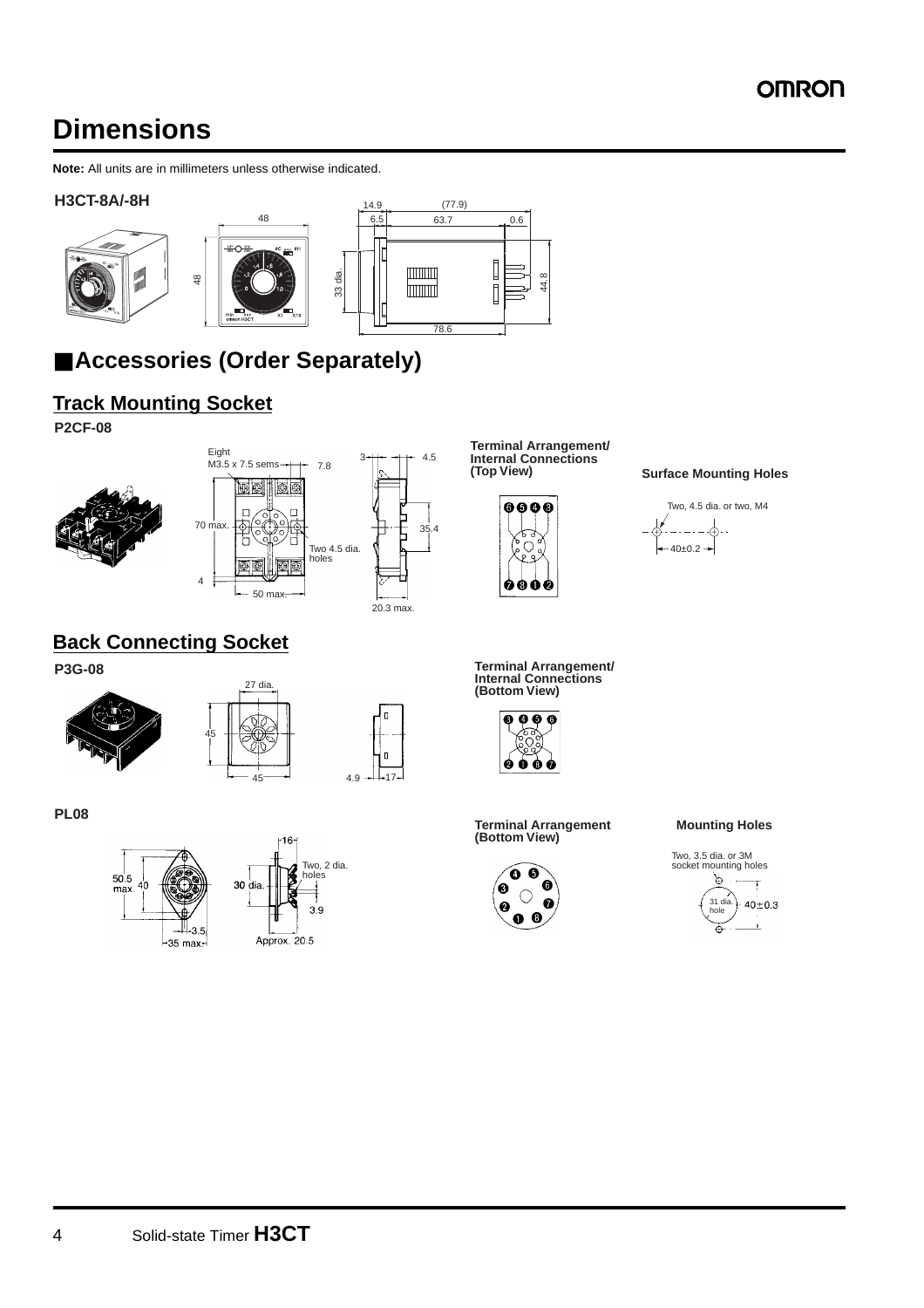# Dimensions

**Note:** All units are in millimeters unless otherwise indicated.

**H3CT-8A/-8H**

48

48

33 dia.

14.9

6.5

(77.9)

63.7

0.6

44.8

78.6

## ■Accessories (Order Separately)

### Track Mounting Socket

**P2CF-08**

Eight M3.5 x 7.5 sems

7.8

70 max.

4

50 max.

Two 4.5 dia. holes

3

4.5

35.4

20.3 max.

**Terminal Arrangement/ Internal Connections (Top View)**

**Surface Mounting Holes**

Two, 4.5 dia. or two, M4

40±0.2

### Back Connecting Socket

**P3G-08**

27 dia.

45

45

4.9

17

**Terminal Arrangement/ Internal Connections (Bottom View)**

**PL08**

50.5 max.

40

3.5

35 max.

16

30 dia.

Two, 2 dia. holes

3.9

Approx. 20.5

**Terminal Arrangement (Bottom View)**

**Mounting Holes**

Two, 3.5 dia. or 3M socket mounting holes

31 dia. hole

40±0.3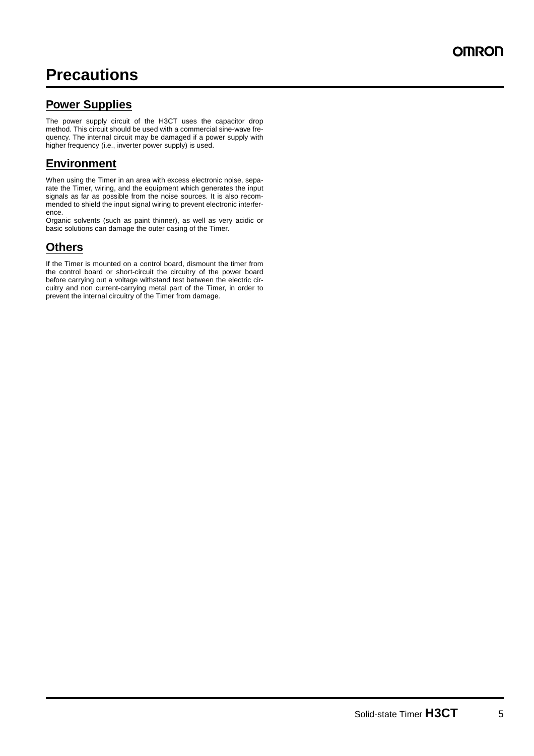# Precautions

## Power Supplies

The power supply circuit of the H3CT uses the capacitor drop method. This circuit should be used with a commercial sine-wave frequency. The internal circuit may be damaged if a power supply with higher frequency (i.e., inverter power supply) is used.

## Environment

When using the Timer in an area with excess electronic noise, separate the Timer, wiring, and the equipment which generates the input signals as far as possible from the noise sources. It is also recommended to shield the input signal wiring to prevent electronic interference.

Organic solvents (such as paint thinner), as well as very acidic or basic solutions can damage the outer casing of the Timer.

## Others

If the Timer is mounted on a control board, dismount the timer from the control board or short-circuit the circuitry of the power board before carrying out a voltage withstand test between the electric circuitry and non current-carrying metal part of the Timer, in order to prevent the internal circuitry of the Timer from damage.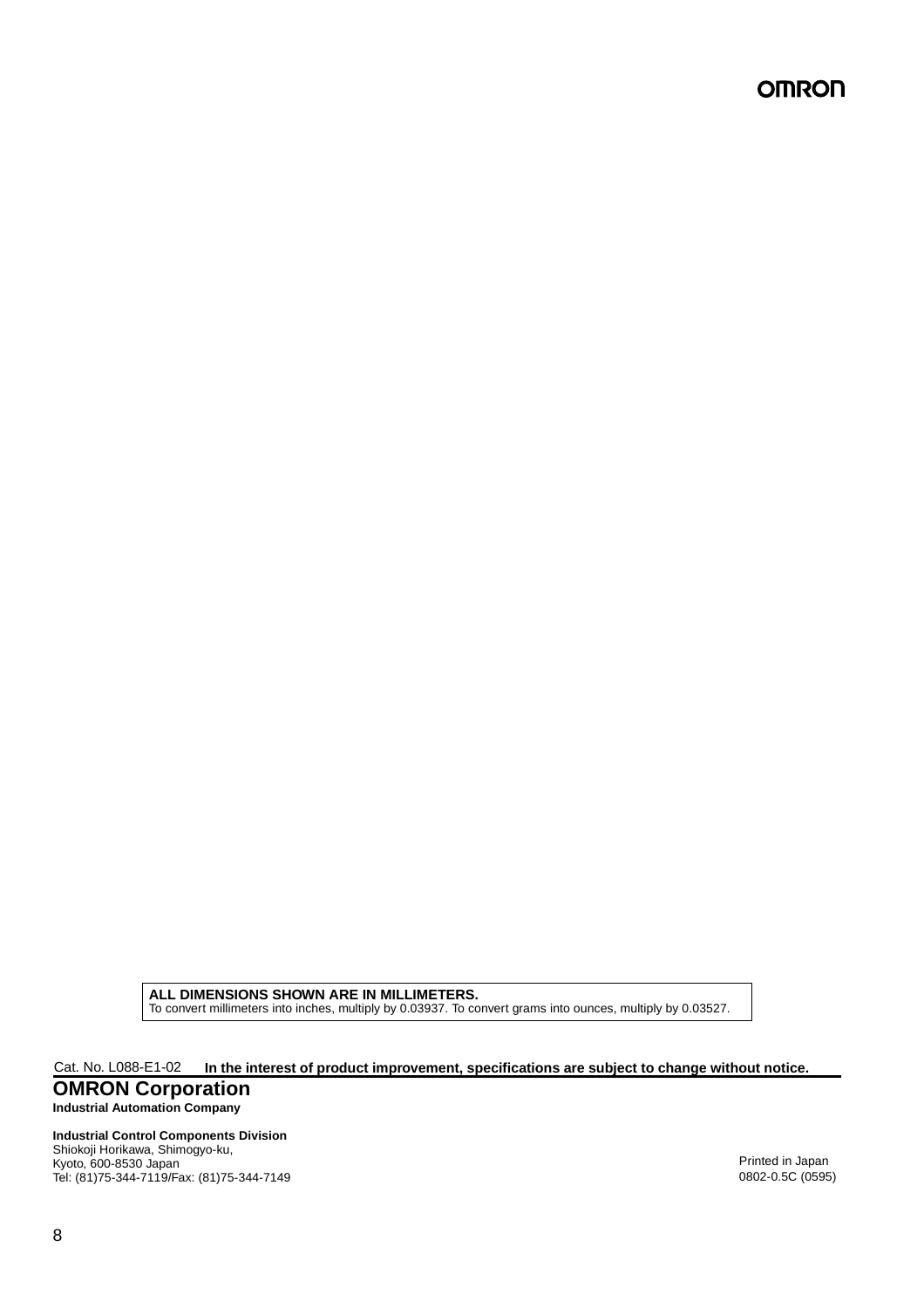**ALL DIMENSIONS SHOWN ARE IN MILLIMETERS.**
To convert millimeters into inches, multiply by 0.03937. To convert grams into ounces, multiply by 0.03527.

Cat. No. L088-E1-02 **In the interest of product improvement, specifications are subject to change without notice.**

## OMRON Corporation

**Industrial Automation Company**

**Industrial Control Components Division**
Shiokoji Horikawa, Shimogyo-ku,
Kyoto, 600-8530 Japan
Tel: (81)75-344-7119/Fax: (81)75-344-7149

Printed in Japan
0802-0.5C (0595)